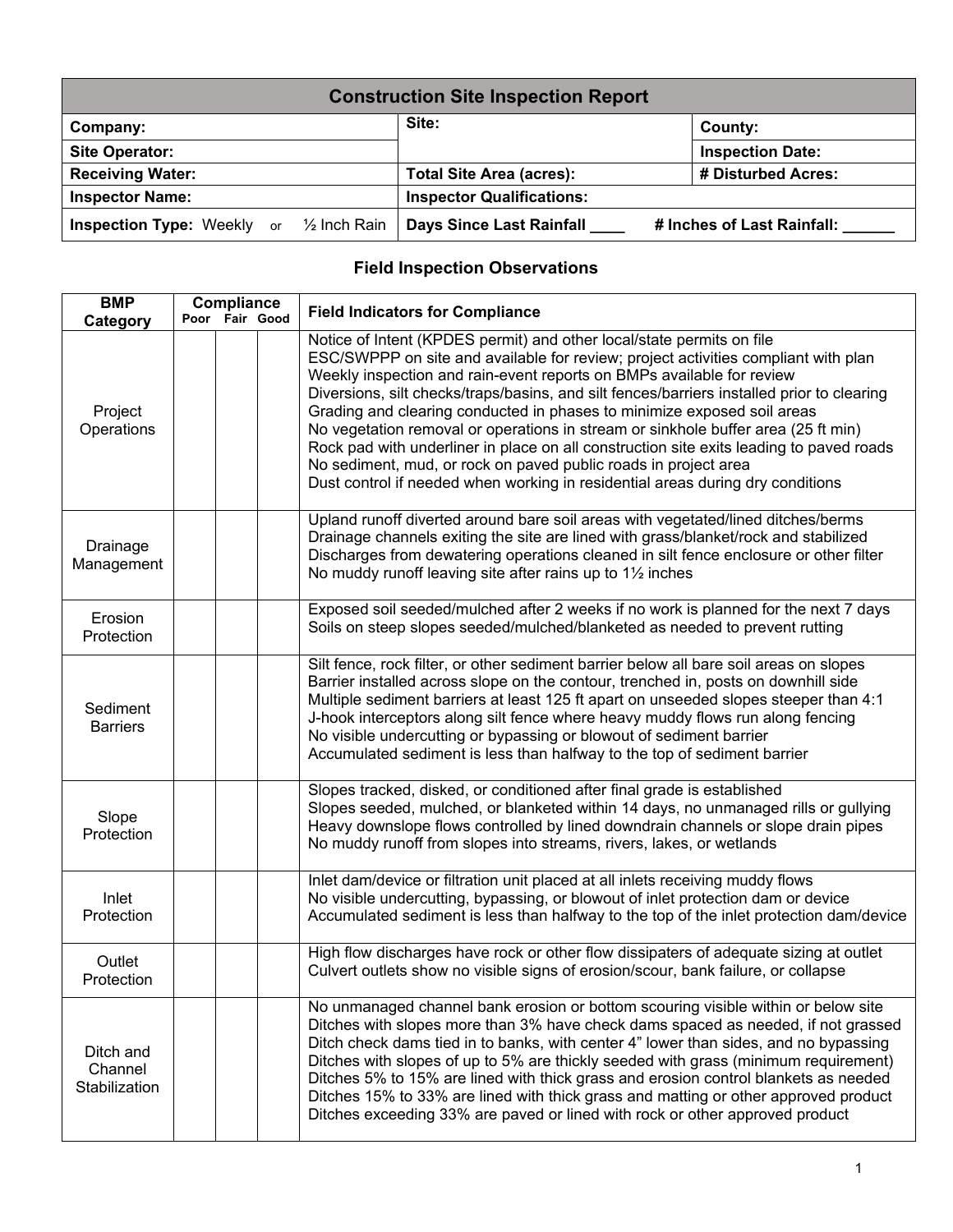## Construction Site Inspection Report

| | | |
|---|---|---|
| **Company:** | **Site:** | **County:** |
| **Site Operator:** | | **Inspection Date:** |
| **Receiving Water:** | **Total Site Area (acres):** | **# Disturbed Acres:** |
| **Inspector Name:** | **Inspector Qualifications:** | |
| **Inspection Type:** Weekly or ½ Inch Rain | **Days Since Last Rainfall ____** | **# Inches of Last Rainfall: ______** |

### Field Inspection Observations

| BMP Category | Compliance | | | Field Indicators for Compliance |
|---|---|---|---|---|
| | Poor | Fair | Good | |
| Project Operations | | | | Notice of Intent (KPDES permit) and other local/state permits on file<br>ESC/SWPPP on site and available for review; project activities compliant with plan<br>Weekly inspection and rain-event reports on BMPs available for review<br>Diversions, silt checks/traps/basins, and silt fences/barriers installed prior to clearing<br>Grading and clearing conducted in phases to minimize exposed soil areas<br>No vegetation removal or operations in stream or sinkhole buffer area (25 ft min)<br>Rock pad with underliner in place on all construction site exits leading to paved roads<br>No sediment, mud, or rock on paved public roads in project area<br>Dust control if needed when working in residential areas during dry conditions |
| Drainage Management | | | | Upland runoff diverted around bare soil areas with vegetated/lined ditches/berms<br>Drainage channels exiting the site are lined with grass/blanket/rock and stabilized<br>Discharges from dewatering operations cleaned in silt fence enclosure or other filter<br>No muddy runoff leaving site after rains up to 1½ inches |
| Erosion Protection | | | | Exposed soil seeded/mulched after 2 weeks if no work is planned for the next 7 days<br>Soils on steep slopes seeded/mulched/blanketed as needed to prevent rutting |
| Sediment Barriers | | | | Silt fence, rock filter, or other sediment barrier below all bare soil areas on slopes<br>Barrier installed across slope on the contour, trenched in, posts on downhill side<br>Multiple sediment barriers at least 125 ft apart on unseeded slopes steeper than 4:1<br>J-hook interceptors along silt fence where heavy muddy flows run along fencing<br>No visible undercutting or bypassing or blowout of sediment barrier<br>Accumulated sediment is less than halfway to the top of sediment barrier |
| Slope Protection | | | | Slopes tracked, disked, or conditioned after final grade is established<br>Slopes seeded, mulched, or blanketed within 14 days, no unmanaged rills or gullying<br>Heavy downslope flows controlled by lined downdrain channels or slope drain pipes<br>No muddy runoff from slopes into streams, rivers, lakes, or wetlands |
| Inlet Protection | | | | Inlet dam/device or filtration unit placed at all inlets receiving muddy flows<br>No visible undercutting, bypassing, or blowout of inlet protection dam or device<br>Accumulated sediment is less than halfway to the top of the inlet protection dam/device |
| Outlet Protection | | | | High flow discharges have rock or other flow dissipaters of adequate sizing at outlet<br>Culvert outlets show no visible signs of erosion/scour, bank failure, or collapse |
| Ditch and Channel Stabilization | | | | No unmanaged channel bank erosion or bottom scouring visible within or below site<br>Ditches with slopes more than 3% have check dams spaced as needed, if not grassed<br>Ditch check dams tied in to banks, with center 4" lower than sides, and no bypassing<br>Ditches with slopes of up to 5% are thickly seeded with grass (minimum requirement)<br>Ditches 5% to 15% are lined with thick grass and erosion control blankets as needed<br>Ditches 15% to 33% are lined with thick grass and matting or other approved product<br>Ditches exceeding 33% are paved or lined with rock or other approved product |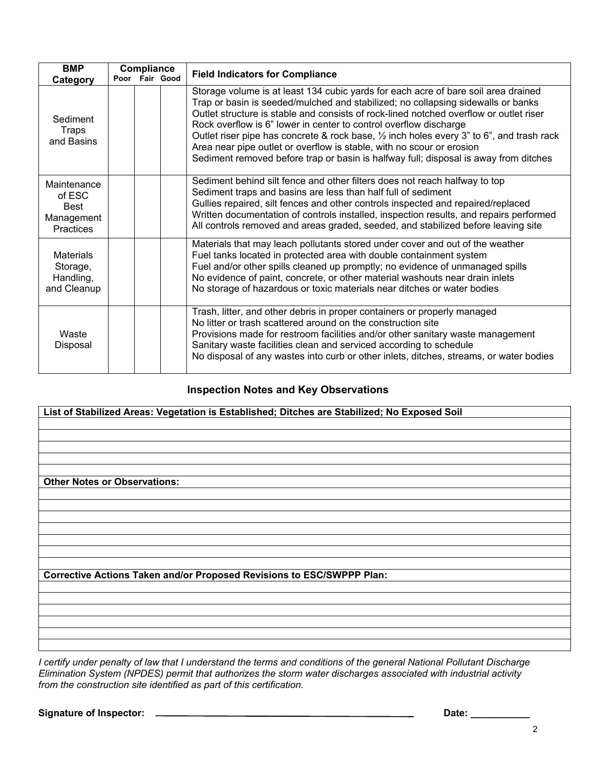| BMP Category | Compliance Poor | Fair | Good | Field Indicators for Compliance |
|---|---|---|---|---|
| Sediment Traps and Basins | | | | Storage volume is at least 134 cubic yards for each acre of bare soil area drained<br>Trap or basin is seeded/mulched and stabilized; no collapsing sidewalls or banks<br>Outlet structure is stable and consists of rock-lined notched overflow or outlet riser<br>Rock overflow is 6" lower in center to control overflow discharge<br>Outlet riser pipe has concrete & rock base, ½ inch holes every 3" to 6", and trash rack<br>Area near pipe outlet or overflow is stable, with no scour or erosion<br>Sediment removed before trap or basin is halfway full; disposal is away from ditches |
| Maintenance of ESC Best Management Practices | | | | Sediment behind silt fence and other filters does not reach halfway to top<br>Sediment traps and basins are less than half full of sediment<br>Gullies repaired, silt fences and other controls inspected and repaired/replaced<br>Written documentation of controls installed, inspection results, and repairs performed<br>All controls removed and areas graded, seeded, and stabilized before leaving site |
| Materials Storage, Handling, and Cleanup | | | | Materials that may leach pollutants stored under cover and out of the weather<br>Fuel tanks located in protected area with double containment system<br>Fuel and/or other spills cleaned up promptly; no evidence of unmanaged spills<br>No evidence of paint, concrete, or other material washouts near drain inlets<br>No storage of hazardous or toxic materials near ditches or water bodies |
| Waste Disposal | | | | Trash, litter, and other debris in proper containers or properly managed<br>No litter or trash scattered around on the construction site<br>Provisions made for restroom facilities and/or other sanitary waste management<br>Sanitary waste facilities clean and serviced according to schedule<br>No disposal of any wastes into curb or other inlets, ditches, streams, or water bodies |

## Inspection Notes and Key Observations

| List of Stabilized Areas: Vegetation is Established; Ditches are Stabilized; No Exposed Soil |
|---|
| |
| |
| |
| |
| |
| **Other Notes or Observations:** |
| |
| |
| |
| |
| |
| |
| |
| **Corrective Actions Taken and/or Proposed Revisions to ESC/SWPPP Plan:** |
| |
| |
| |
| |
| |
| |

*I certify under penalty of law that I understand the terms and conditions of the general National Pollutant Discharge Elimination System (NPDES) permit that authorizes the storm water discharges associated with industrial activity from the construction site identified as part of this certification.*

**Signature of Inspector:** ______________________________ **Date:** ___________